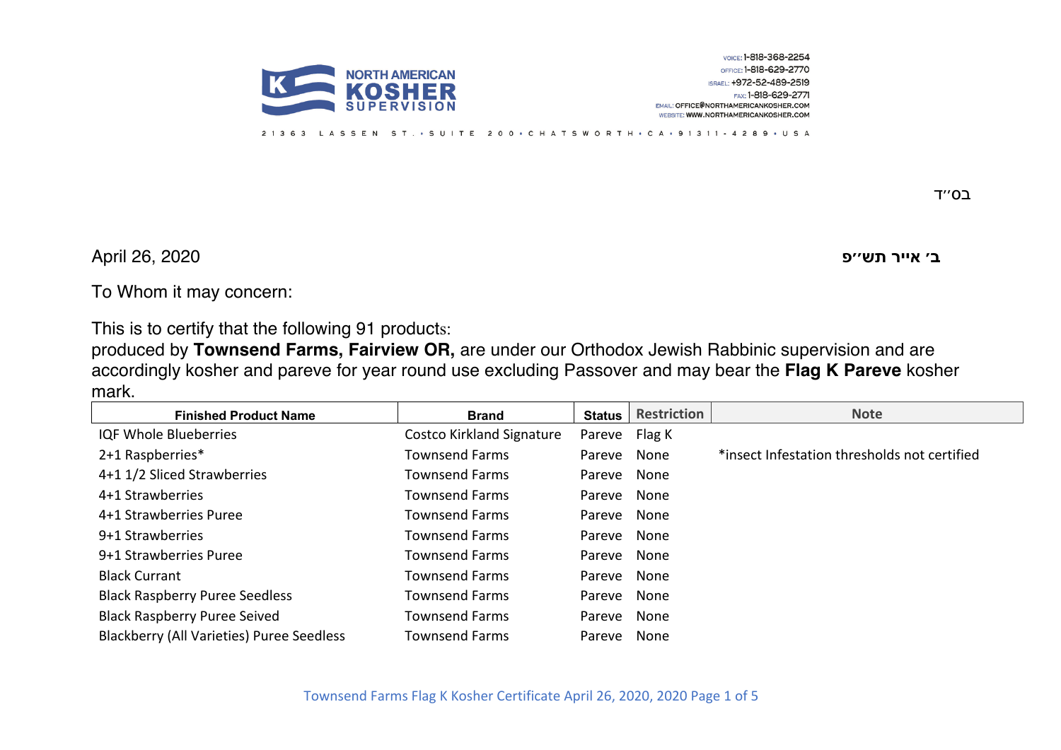NORTH AMERICAN KOSHER SUPERVISION

VOICE: 1-818-368-2254
OFFICE: 1-818-629-2770
ISRAEL: +972-52-489-2519
FAX: 1-818-629-2771
EMAIL: OFFICE@NORTHAMERICANKOSHER.COM
WEBSITE: WWW.NORTHAMERICANKOSHER.COM

21363 LASSEN ST. • SUITE 200 • CHATSWORTH • CA • 91311-4289 • USA

בס״ד

April 26, 2020 **ב׳ אייר תש״פ**

To Whom it may concern:

This is to certify that the following 91 products:
produced by **Townsend Farms, Fairview OR,** are under our Orthodox Jewish Rabbinic supervision and are accordingly kosher and pareve for year round use excluding Passover and may bear the **Flag K Pareve** kosher mark.

| Finished Product Name | Brand | Status | Restriction | Note |
|---|---|---|---|---|
| IQF Whole Blueberries | Costco Kirkland Signature | Pareve | Flag K | |
| 2+1 Raspberries* | Townsend Farms | Pareve | None | *insect Infestation thresholds not certified |
| 4+1 1/2 Sliced Strawberries | Townsend Farms | Pareve | None | |
| 4+1 Strawberries | Townsend Farms | Pareve | None | |
| 4+1 Strawberries Puree | Townsend Farms | Pareve | None | |
| 9+1 Strawberries | Townsend Farms | Pareve | None | |
| 9+1 Strawberries Puree | Townsend Farms | Pareve | None | |
| Black Currant | Townsend Farms | Pareve | None | |
| Black Raspberry Puree Seedless | Townsend Farms | Pareve | None | |
| Black Raspberry Puree Seived | Townsend Farms | Pareve | None | |
| Blackberry (All Varieties) Puree Seedless | Townsend Farms | Pareve | None | |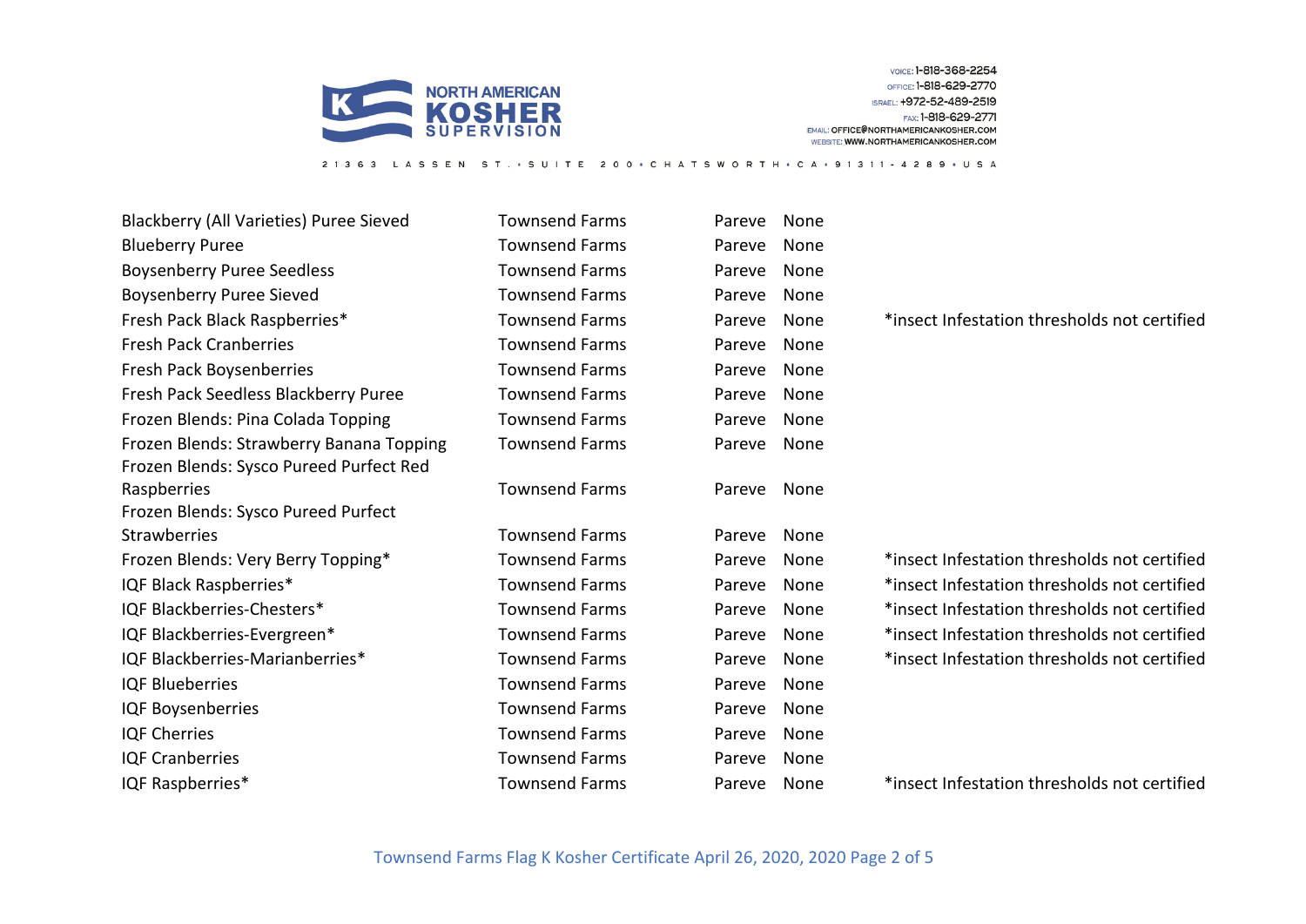| | | | | |
|---|---|---|---|---|
| Blackberry (All Varieties) Puree Sieved | Townsend Farms | Pareve | None | |
| Blueberry Puree | Townsend Farms | Pareve | None | |
| Boysenberry Puree Seedless | Townsend Farms | Pareve | None | |
| Boysenberry Puree Sieved | Townsend Farms | Pareve | None | |
| Fresh Pack Black Raspberries* | Townsend Farms | Pareve | None | *insect Infestation thresholds not certified |
| Fresh Pack Cranberries | Townsend Farms | Pareve | None | |
| Fresh Pack Boysenberries | Townsend Farms | Pareve | None | |
| Fresh Pack Seedless Blackberry Puree | Townsend Farms | Pareve | None | |
| Frozen Blends: Pina Colada Topping | Townsend Farms | Pareve | None | |
| Frozen Blends: Strawberry Banana Topping | Townsend Farms | Pareve | None | |
| Frozen Blends: Sysco Pureed Purfect Red Raspberries | Townsend Farms | Pareve | None | |
| Frozen Blends: Sysco Pureed Purfect Strawberries | Townsend Farms | Pareve | None | |
| Frozen Blends: Very Berry Topping* | Townsend Farms | Pareve | None | *insect Infestation thresholds not certified |
| IQF Black Raspberries* | Townsend Farms | Pareve | None | *insect Infestation thresholds not certified |
| IQF Blackberries-Chesters* | Townsend Farms | Pareve | None | *insect Infestation thresholds not certified |
| IQF Blackberries-Evergreen* | Townsend Farms | Pareve | None | *insect Infestation thresholds not certified |
| IQF Blackberries-Marianberries* | Townsend Farms | Pareve | None | *insect Infestation thresholds not certified |
| IQF Blueberries | Townsend Farms | Pareve | None | |
| IQF Boysenberries | Townsend Farms | Pareve | None | |
| IQF Cherries | Townsend Farms | Pareve | None | |
| IQF Cranberries | Townsend Farms | Pareve | None | |
| IQF Raspberries* | Townsend Farms | Pareve | None | *insect Infestation thresholds not certified |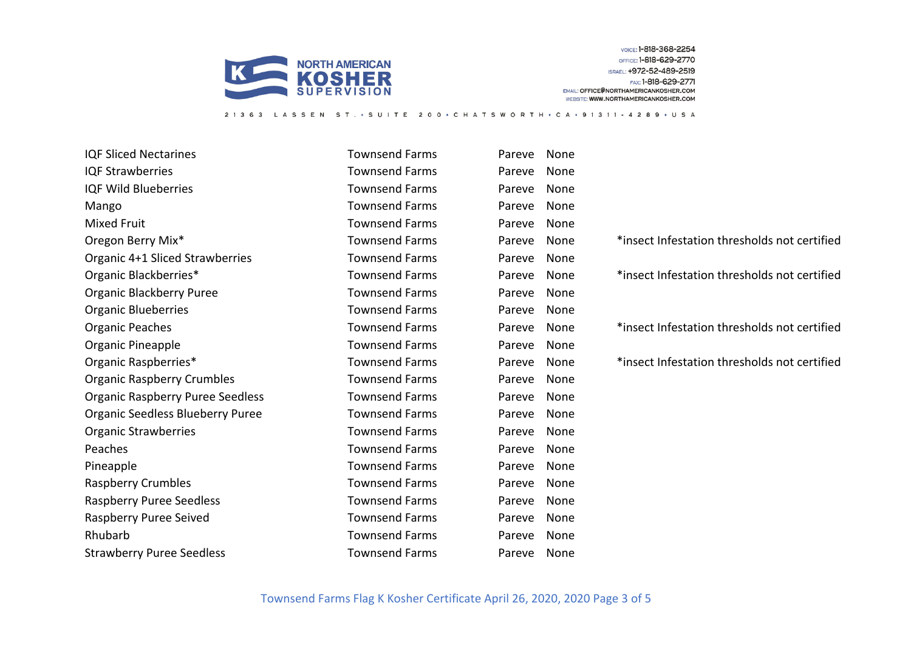| | | | | |
|---|---|---|---|---|
| IQF Sliced Nectarines | Townsend Farms | Pareve | None | |
| IQF Strawberries | Townsend Farms | Pareve | None | |
| IQF Wild Blueberries | Townsend Farms | Pareve | None | |
| Mango | Townsend Farms | Pareve | None | |
| Mixed Fruit | Townsend Farms | Pareve | None | |
| Oregon Berry Mix* | Townsend Farms | Pareve | None | *insect Infestation thresholds not certified |
| Organic 4+1 Sliced Strawberries | Townsend Farms | Pareve | None | |
| Organic Blackberries* | Townsend Farms | Pareve | None | *insect Infestation thresholds not certified |
| Organic Blackberry Puree | Townsend Farms | Pareve | None | |
| Organic Blueberries | Townsend Farms | Pareve | None | |
| Organic Peaches | Townsend Farms | Pareve | None | *insect Infestation thresholds not certified |
| Organic Pineapple | Townsend Farms | Pareve | None | |
| Organic Raspberries* | Townsend Farms | Pareve | None | *insect Infestation thresholds not certified |
| Organic Raspberry Crumbles | Townsend Farms | Pareve | None | |
| Organic Raspberry Puree Seedless | Townsend Farms | Pareve | None | |
| Organic Seedless Blueberry Puree | Townsend Farms | Pareve | None | |
| Organic Strawberries | Townsend Farms | Pareve | None | |
| Peaches | Townsend Farms | Pareve | None | |
| Pineapple | Townsend Farms | Pareve | None | |
| Raspberry Crumbles | Townsend Farms | Pareve | None | |
| Raspberry Puree Seedless | Townsend Farms | Pareve | None | |
| Raspberry Puree Seived | Townsend Farms | Pareve | None | |
| Rhubarb | Townsend Farms | Pareve | None | |
| Strawberry Puree Seedless | Townsend Farms | Pareve | None | |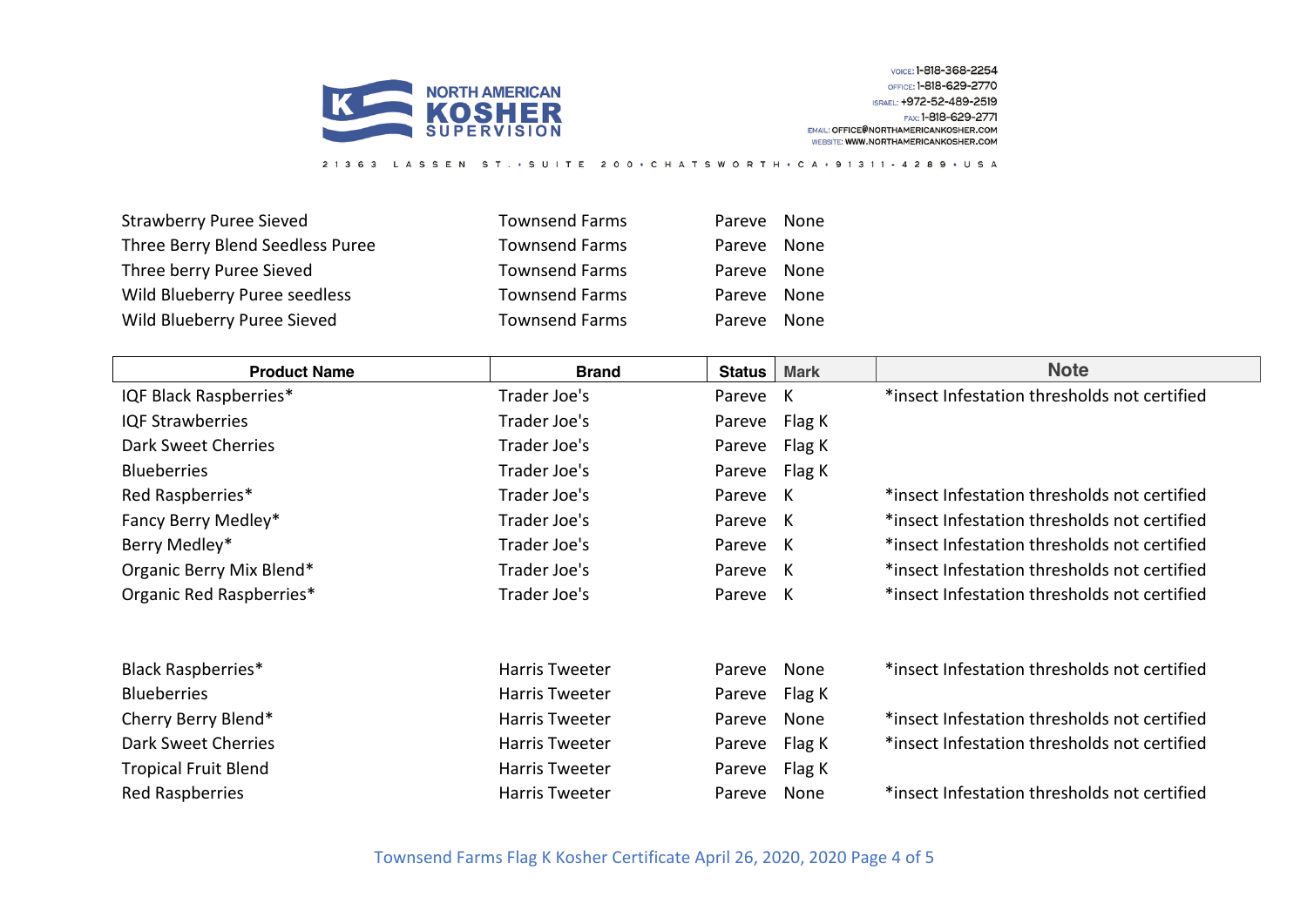| Strawberry Puree Sieved | Townsend Farms | Pareve | None | |
|---|---|---|---|---|
| Three Berry Blend Seedless Puree | Townsend Farms | Pareve | None | |
| Three berry Puree Sieved | Townsend Farms | Pareve | None | |
| Wild Blueberry Puree seedless | Townsend Farms | Pareve | None | |
| Wild Blueberry Puree Sieved | Townsend Farms | Pareve | None | |

| Product Name | Brand | Status | Mark | Note |
|---|---|---|---|---|
| IQF Black Raspberries* | Trader Joe's | Pareve | K | *insect Infestation thresholds not certified |
| IQF Strawberries | Trader Joe's | Pareve | Flag K | |
| Dark Sweet Cherries | Trader Joe's | Pareve | Flag K | |
| Blueberries | Trader Joe's | Pareve | Flag K | |
| Red Raspberries* | Trader Joe's | Pareve | K | *insect Infestation thresholds not certified |
| Fancy Berry Medley* | Trader Joe's | Pareve | K | *insect Infestation thresholds not certified |
| Berry Medley* | Trader Joe's | Pareve | K | *insect Infestation thresholds not certified |
| Organic Berry Mix Blend* | Trader Joe's | Pareve | K | *insect Infestation thresholds not certified |
| Organic Red Raspberries* | Trader Joe's | Pareve | K | *insect Infestation thresholds not certified |
| | | | | |
| Black Raspberries* | Harris Tweeter | Pareve | None | *insect Infestation thresholds not certified |
| Blueberries | Harris Tweeter | Pareve | Flag K | |
| Cherry Berry Blend* | Harris Tweeter | Pareve | None | *insect Infestation thresholds not certified |
| Dark Sweet Cherries | Harris Tweeter | Pareve | Flag K | *insect Infestation thresholds not certified |
| Tropical Fruit Blend | Harris Tweeter | Pareve | Flag K | |
| Red Raspberries | Harris Tweeter | Pareve | None | *insect Infestation thresholds not certified |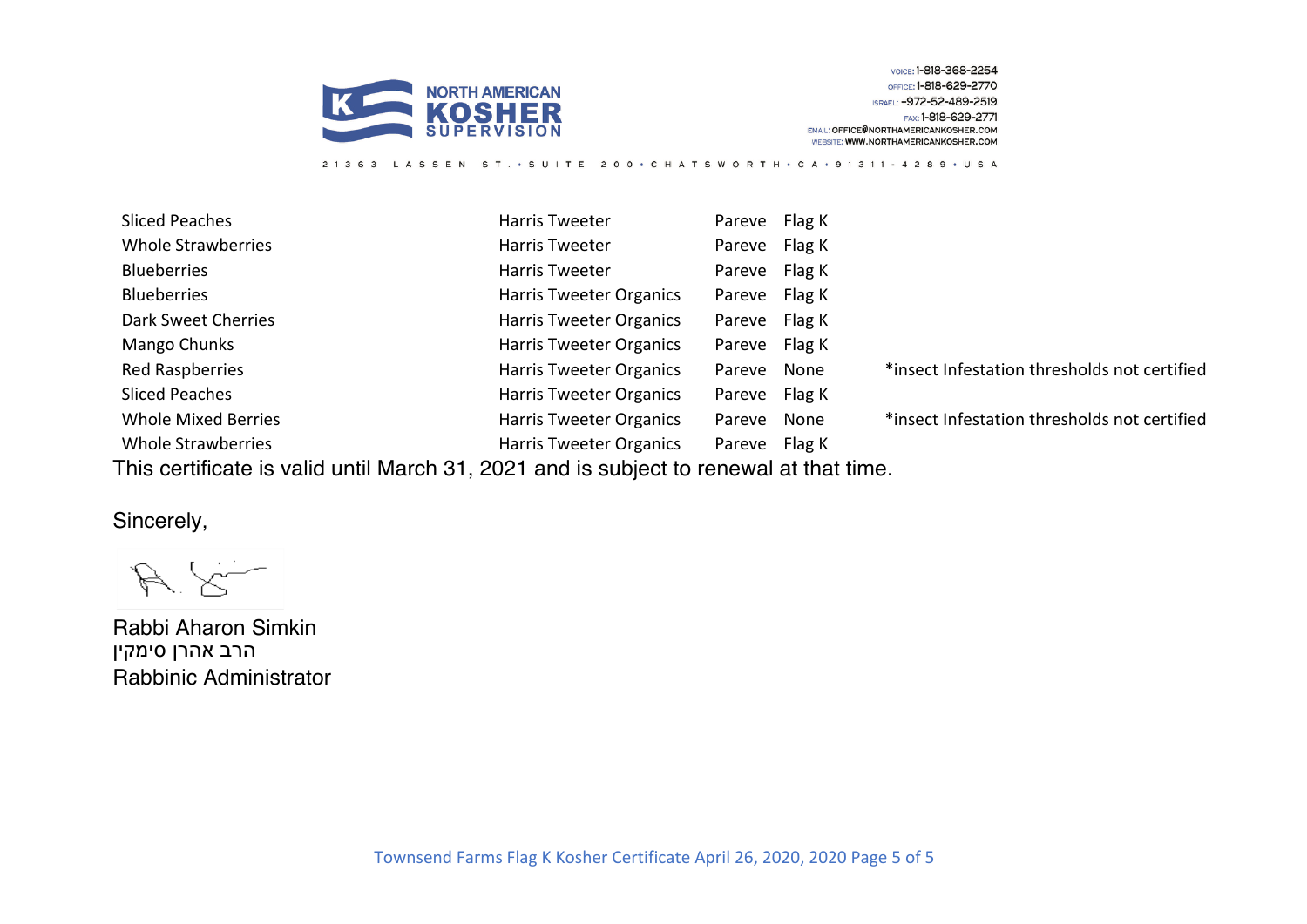NORTH AMERICAN KOSHER SUPERVISION

VOICE: 1-818-368-2254
OFFICE: 1-818-629-2770
ISRAEL: +972-52-489-2519
FAX: 1-818-629-2771
EMAIL: OFFICE@NORTHAMERICANKOSHER.COM
WEBSITE: WWW.NORTHAMERICANKOSHER.COM

21363 LASSEN ST. • SUITE 200 • CHATSWORTH • CA • 91311-4289 • USA

| | | | | |
|---|---|---|---|---|
| Sliced Peaches | Harris Tweeter | Pareve | Flag K | |
| Whole Strawberries | Harris Tweeter | Pareve | Flag K | |
| Blueberries | Harris Tweeter | Pareve | Flag K | |
| Blueberries | Harris Tweeter Organics | Pareve | Flag K | |
| Dark Sweet Cherries | Harris Tweeter Organics | Pareve | Flag K | |
| Mango Chunks | Harris Tweeter Organics | Pareve | Flag K | |
| Red Raspberries | Harris Tweeter Organics | Pareve | None | *insect Infestation thresholds not certified |
| Sliced Peaches | Harris Tweeter Organics | Pareve | Flag K | |
| Whole Mixed Berries | Harris Tweeter Organics | Pareve | None | *insect Infestation thresholds not certified |
| Whole Strawberries | Harris Tweeter Organics | Pareve | Flag K | |

This certificate is valid until March 31, 2021 and is subject to renewal at that time.

Sincerely,

Rabbi Aharon Simkin
הרב אהרן סימקין
Rabbinic Administrator